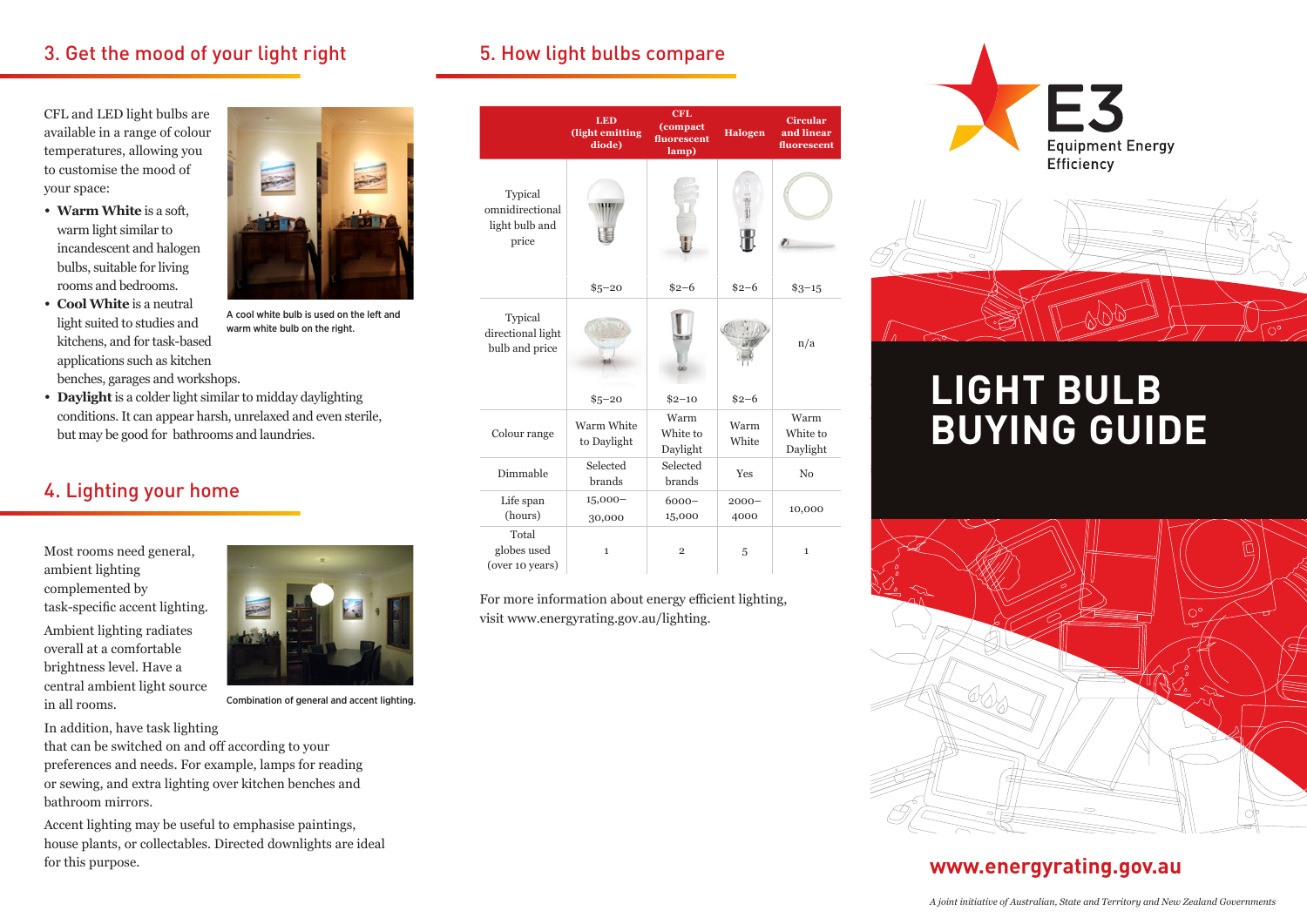## 3. Get the mood of your light right

CFL and LED light bulbs are available in a range of colour temperatures, allowing you to customise the mood of your space:

- **Warm White** is a soft, warm light similar to incandescent and halogen bulbs, suitable for living rooms and bedrooms.
- **Cool White** is a neutral light suited to studies and kitchens, and for task-based applications such as kitchen benches, garages and workshops.
- **Daylight** is a colder light similar to midday daylighting conditions. It can appear harsh, unrelaxed and even sterile, but may be good for bathrooms and laundries.

A cool white bulb is used on the left and warm white bulb on the right.

## 4. Lighting your home

Most rooms need general, ambient lighting complemented by task-specific accent lighting.

Ambient lighting radiates overall at a comfortable brightness level. Have a central ambient light source in all rooms.

In addition, have task lighting that can be switched on and off according to your preferences and needs. For example, lamps for reading or sewing, and extra lighting over kitchen benches and bathroom mirrors.

Accent lighting may be useful to emphasise paintings, house plants, or collectables. Directed downlights are ideal for this purpose.

Combination of general and accent lighting.

## 5. How light bulbs compare

| | LED (light emitting diode) | CFL (compact fluorescent lamp) | Halogen | Circular and linear fluorescent |
|---|---|---|---|---|
| Typical omnidirectional light bulb and price | $5–20 | $2–6 | $2–6 | $3–15 |
| Typical directional light bulb and price | $5–20 | $2–10 | $2–6 | n/a |
| Colour range | Warm White to Daylight | Warm White to Daylight | Warm White | Warm White to Daylight |
| Dimmable | Selected brands | Selected brands | Yes | No |
| Life span (hours) | 15,000–30,000 | 6000–15,000 | 2000–4000 | 10,000 |
| Total globes used (over 10 years) | 1 | 2 | 5 | 1 |

For more information about energy efficient lighting, visit www.energyrating.gov.au/lighting.

E3 Equipment Energy Efficiency

# LIGHT BULB BUYING GUIDE

**www.energyrating.gov.au**

*A joint initiative of Australian, State and Territory and New Zealand Governments*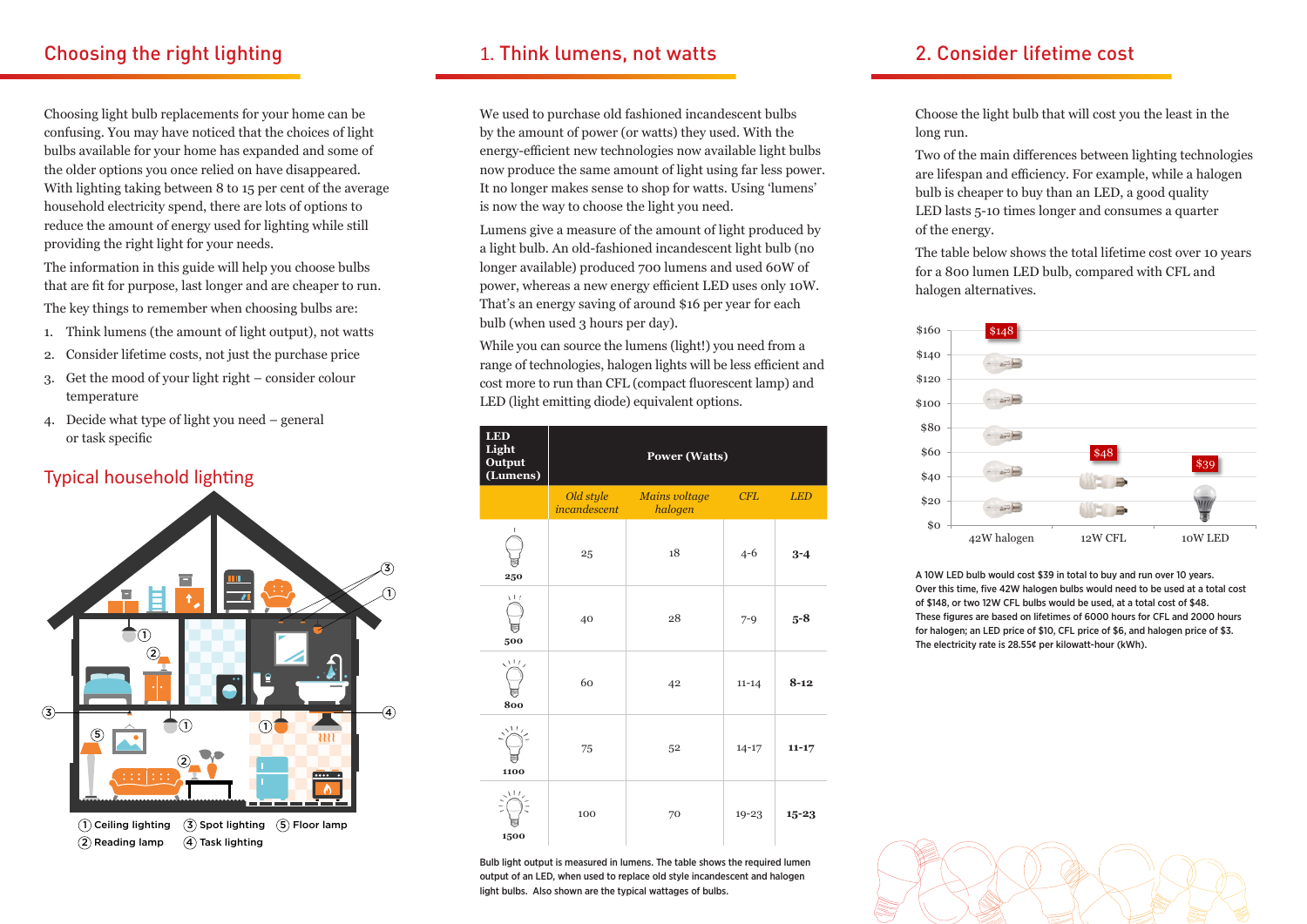## Choosing the right lighting

Choosing light bulb replacements for your home can be confusing. You may have noticed that the choices of light bulbs available for your home has expanded and some of the older options you once relied on have disappeared. With lighting taking between 8 to 15 per cent of the average household electricity spend, there are lots of options to reduce the amount of energy used for lighting while still providing the right light for your needs.

The information in this guide will help you choose bulbs that are fit for purpose, last longer and are cheaper to run.

The key things to remember when choosing bulbs are:

1. Think lumens (the amount of light output), not watts
2. Consider lifetime costs, not just the purchase price
3. Get the mood of your light right – consider colour temperature
4. Decide what type of light you need – general or task specific

## Typical household lighting

1 Ceiling lighting
2 Reading lamp
3 Spot lighting
4 Task lighting
5 Floor lamp

## 1. Think lumens, not watts

We used to purchase old fashioned incandescent bulbs by the amount of power (or watts) they used. With the energy-efficient new technologies now available light bulbs now produce the same amount of light using far less power. It no longer makes sense to shop for watts. Using 'lumens' is now the way to choose the light you need.

Lumens give a measure of the amount of light produced by a light bulb. An old-fashioned incandescent light bulb (no longer available) produced 700 lumens and used 60W of power, whereas a new energy efficient LED uses only 10W. That's an energy saving of around $16 per year for each bulb (when used 3 hours per day).

While you can source the lumens (light!) you need from a range of technologies, halogen lights will be less efficient and cost more to run than CFL (compact fluorescent lamp) and LED (light emitting diode) equivalent options.

| LED Light Output (Lumens) | Power (Watts) | | | |
|---|---|---|---|---|
| | *Old style incandescent* | *Mains voltage halogen* | *CFL* | *LED* |
| 250 | 25 | 18 | 4-6 | **3-4** |
| 500 | 40 | 28 | 7-9 | **5-8** |
| 800 | 60 | 42 | 11-14 | **8-12** |
| 1100 | 75 | 52 | 14-17 | **11-17** |
| 1500 | 100 | 70 | 19-23 | **15-23** |

Bulb light output is measured in lumens. The table shows the required lumen output of an LED, when used to replace old style incandescent and halogen light bulbs. Also shown are the typical wattages of bulbs.

## 2. Consider lifetime cost

Choose the light bulb that will cost you the least in the long run.

Two of the main differences between lighting technologies are lifespan and efficiency. For example, while a halogen bulb is cheaper to buy than an LED, a good quality LED lasts 5-10 times longer and consumes a quarter of the energy.

The table below shows the total lifetime cost over 10 years for a 800 lumen LED bulb, compared with CFL and halogen alternatives.

$160
$140
$120
$100
$80
$60
$40
$20
$0

$148
$48
$39

42W halogen
12W CFL
10W LED

A 10W LED bulb would cost $39 in total to buy and run over 10 years. Over this time, five 42W halogen bulbs would need to be used at a total cost of $148, or two 12W CFL bulbs would be used, at a total cost of $48. These figures are based on lifetimes of 6000 hours for CFL and 2000 hours for halogen; an LED price of $10, CFL price of $6, and halogen price of $3. The electricity rate is 28.55¢ per kilowatt-hour (kWh).